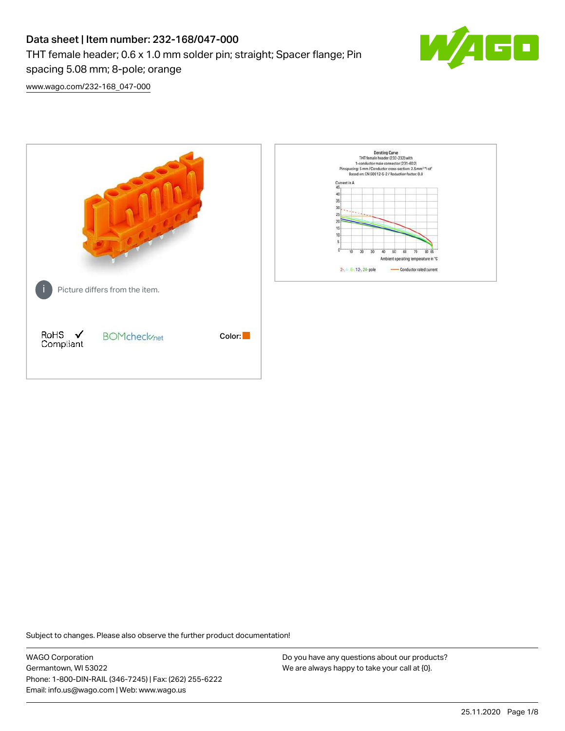# Data sheet | Item number: 232-168/047-000

THT female header; 0.6 x 1.0 mm solder pin; straight; Spacer flange; Pin spacing 5.08 mm; 8-pole; orange

www.wago.com/232-168_047-000

Picture differs from the item.

RoHS Compliant

BOMcheck.net

Color:

Subject to changes. Please also observe the further product documentation!

WAGO Corporation
Germantown, WI 53022
Phone: 1-800-DIN-RAIL (346-7245) | Fax: (262) 255-6222
Email: info.us@wago.com | Web: www.wago.us

Do you have any questions about our products?
We are always happy to take your call at {0}.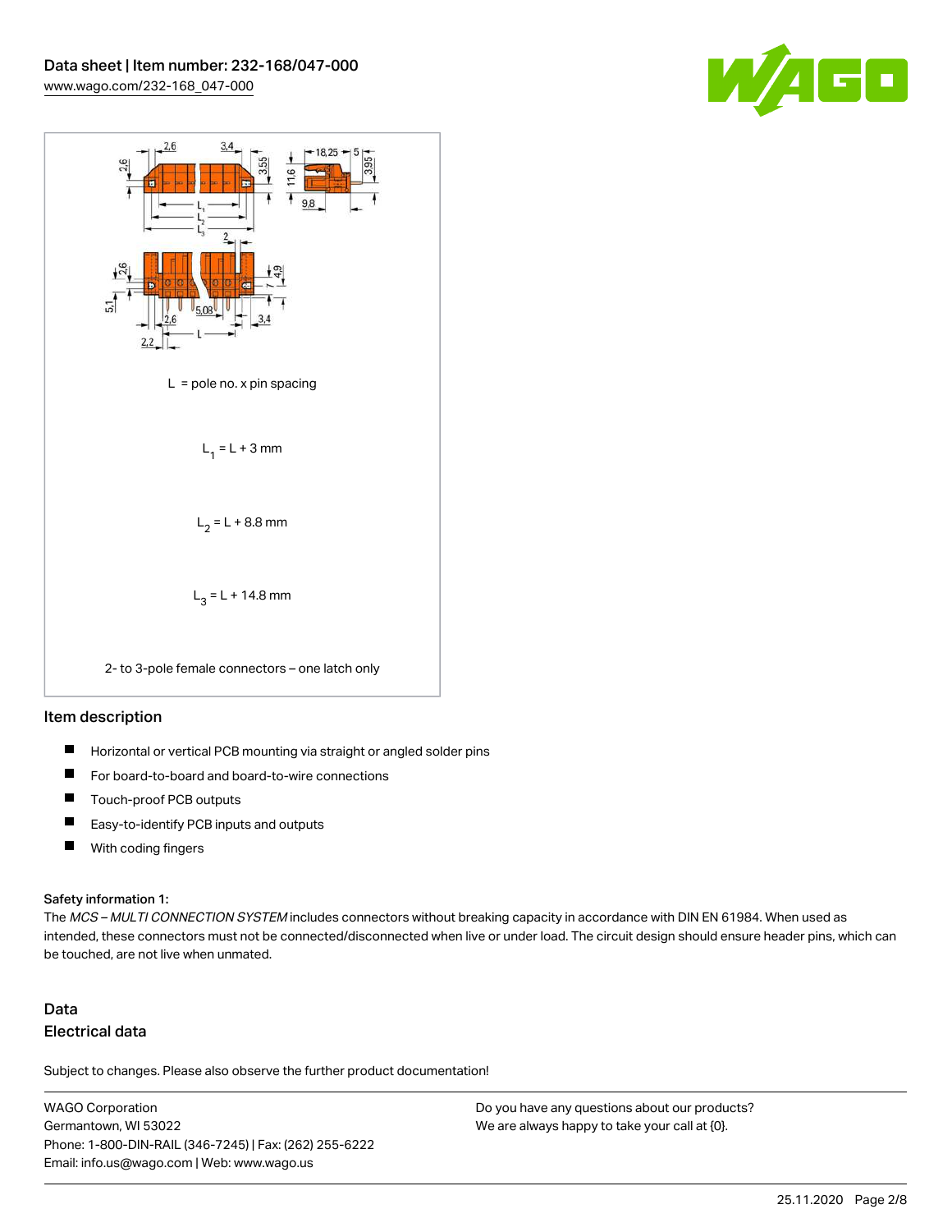L = pole no. x pin spacing

$L_1 = L + 3$ mm

$L_2 = L + 8.8$ mm

$L_3 = L + 14.8$ mm

2- to 3-pole female connectors – one latch only

## Item description

- Horizontal or vertical PCB mounting via straight or angled solder pins
- For board-to-board and board-to-wire connections
- Touch-proof PCB outputs
- Easy-to-identify PCB inputs and outputs
- With coding fingers

Safety information 1:
The *MCS – MULTI CONNECTION SYSTEM* includes connectors without breaking capacity in accordance with DIN EN 61984. When used as intended, these connectors must not be connected/disconnected when live or under load. The circuit design should ensure header pins, which can be touched, are not live when unmated.

## Data

### Electrical data

Subject to changes. Please also observe the further product documentation!

WAGO Corporation
Germantown, WI 53022
Phone: 1-800-DIN-RAIL (346-7245) | Fax: (262) 255-6222
Email: info.us@wago.com | Web: www.wago.us

Do you have any questions about our products?
We are always happy to take your call at {0}.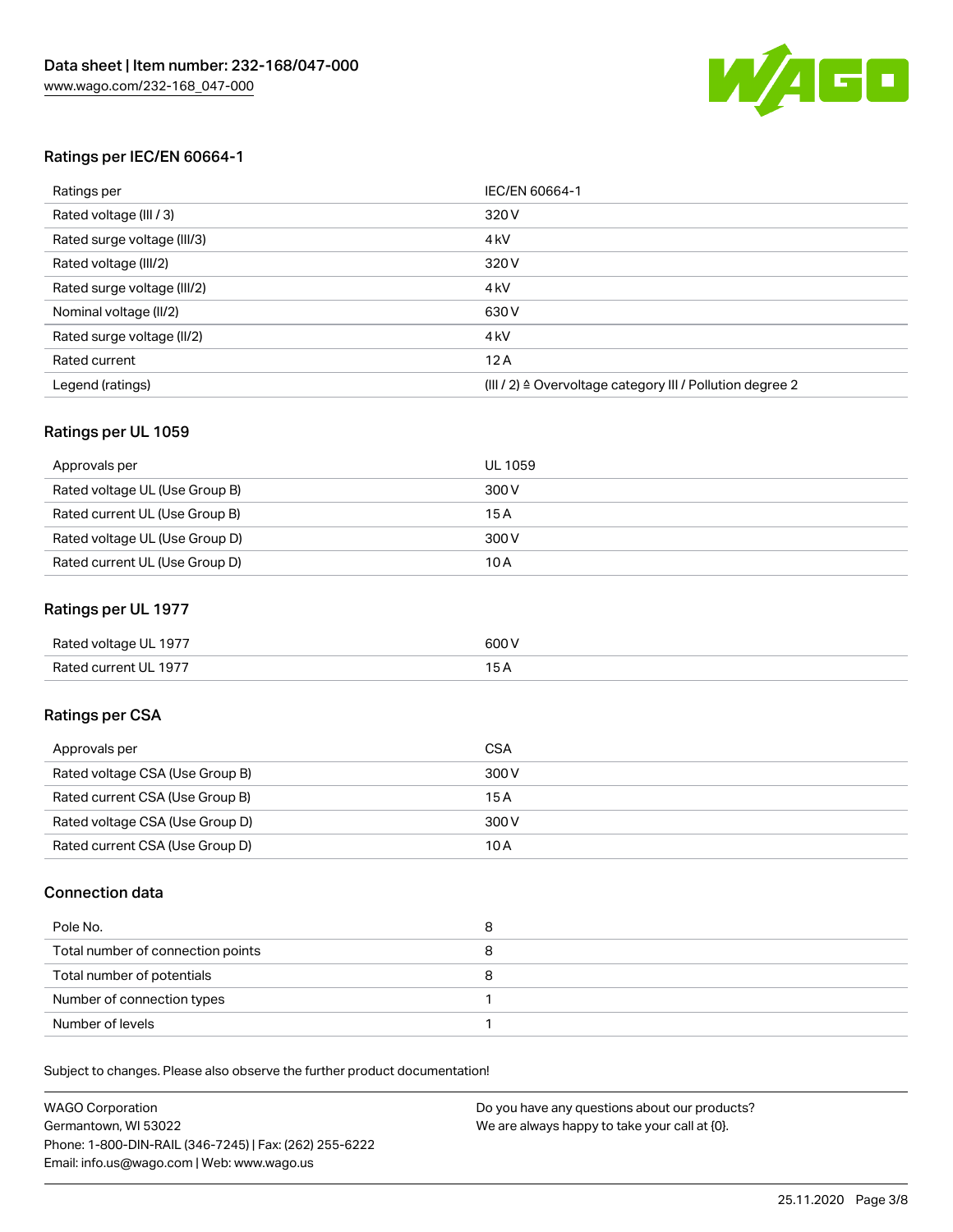## Ratings per IEC/EN 60664-1

| Ratings per | IEC/EN 60664-1 |
| --- | --- |
| Rated voltage (III / 3) | 320 V |
| Rated surge voltage (III/3) | 4 kV |
| Rated voltage (III/2) | 320 V |
| Rated surge voltage (III/2) | 4 kV |
| Nominal voltage (II/2) | 630 V |
| Rated surge voltage (II/2) | 4 kV |
| Rated current | 12 A |
| Legend (ratings) | (III / 2) ≙ Overvoltage category III / Pollution degree 2 |

## Ratings per UL 1059

| Approvals per | UL 1059 |
| --- | --- |
| Rated voltage UL (Use Group B) | 300 V |
| Rated current UL (Use Group B) | 15 A |
| Rated voltage UL (Use Group D) | 300 V |
| Rated current UL (Use Group D) | 10 A |

## Ratings per UL 1977

| Rated voltage UL 1977 | 600 V |
| --- | --- |
| Rated current UL 1977 | 15 A |

## Ratings per CSA

| Approvals per | CSA |
| --- | --- |
| Rated voltage CSA (Use Group B) | 300 V |
| Rated current CSA (Use Group B) | 15 A |
| Rated voltage CSA (Use Group D) | 300 V |
| Rated current CSA (Use Group D) | 10 A |

## Connection data

| Pole No. | 8 |
| --- | --- |
| Total number of connection points | 8 |
| Total number of potentials | 8 |
| Number of connection types | 1 |
| Number of levels | 1 |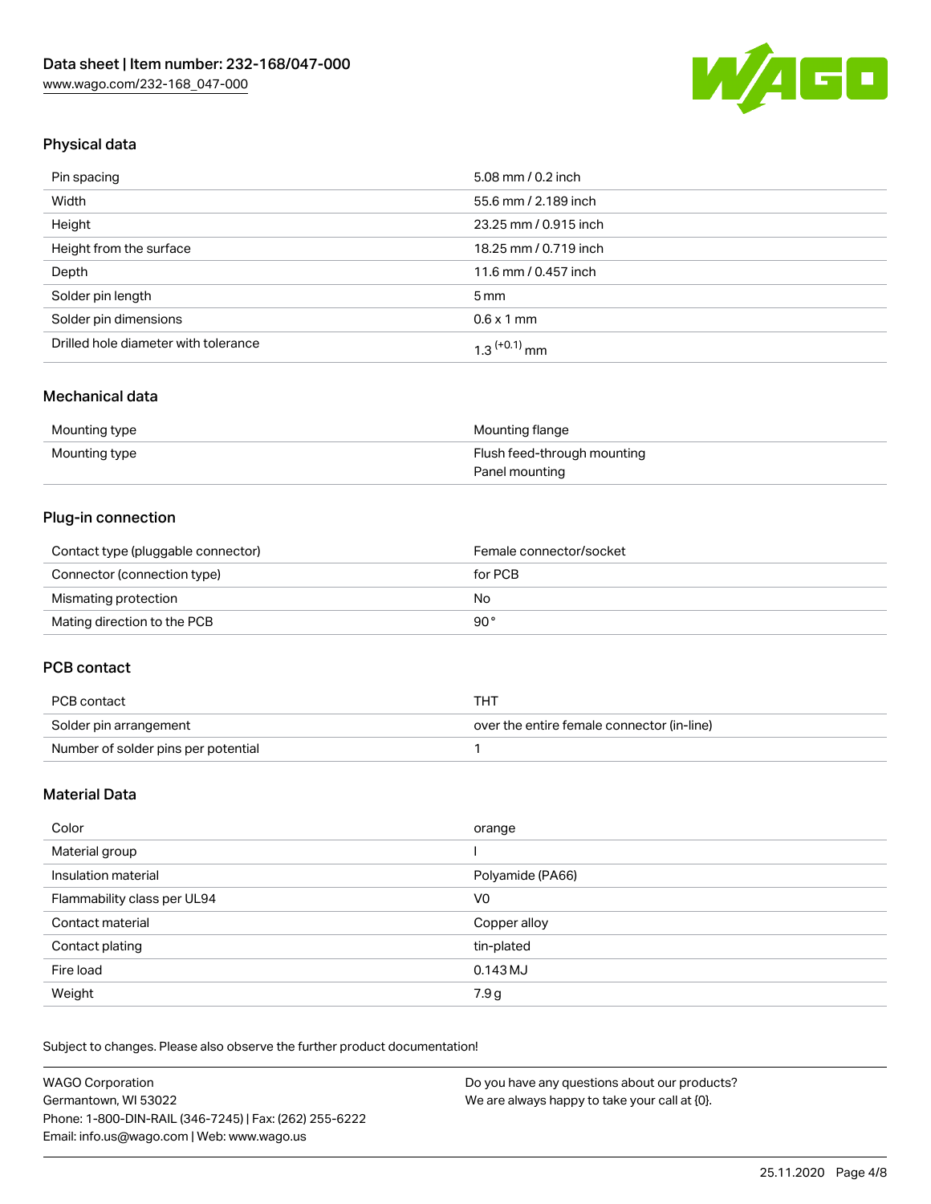## Physical data

| | |
|---|---|
| Pin spacing | 5.08 mm / 0.2 inch |
| Width | 55.6 mm / 2.189 inch |
| Height | 23.25 mm / 0.915 inch |
| Height from the surface | 18.25 mm / 0.719 inch |
| Depth | 11.6 mm / 0.457 inch |
| Solder pin length | 5 mm |
| Solder pin dimensions | 0.6 x 1 mm |
| Drilled hole diameter with tolerance | $1.3^{(+0.1)}$ mm |

## Mechanical data

| | |
|---|---|
| Mounting type | Mounting flange |
| Mounting type | Flush feed-through mounting<br>Panel mounting |

## Plug-in connection

| | |
|---|---|
| Contact type (pluggable connector) | Female connector/socket |
| Connector (connection type) | for PCB |
| Mismating protection | No |
| Mating direction to the PCB | 90° |

## PCB contact

| | |
|---|---|
| PCB contact | THT |
| Solder pin arrangement | over the entire female connector (in-line) |
| Number of solder pins per potential | 1 |

## Material Data

| | |
|---|---|
| Color | orange |
| Material group | I |
| Insulation material | Polyamide (PA66) |
| Flammability class per UL94 | V0 |
| Contact material | Copper alloy |
| Contact plating | tin-plated |
| Fire load | 0.143 MJ |
| Weight | 7.9 g |

Subject to changes. Please also observe the further product documentation!

WAGO Corporation
Germantown, WI 53022
Phone: 1-800-DIN-RAIL (346-7245) | Fax: (262) 255-6222
Email: info.us@wago.com | Web: www.wago.us

Do you have any questions about our products?
We are always happy to take your call at {0}.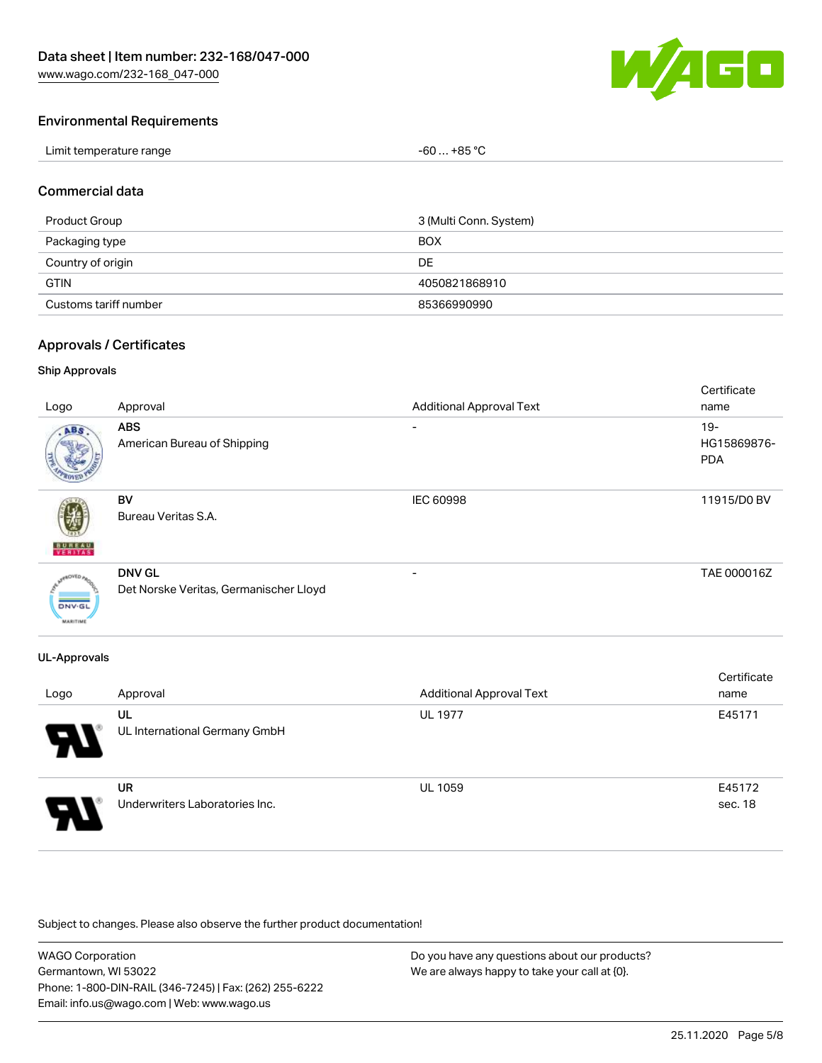## Environmental Requirements

| Limit temperature range | -60 … +85 °C |
| --- | --- |

## Commercial data

| Product Group | 3 (Multi Conn. System) |
| --- | --- |
| Packaging type | BOX |
| Country of origin | DE |
| GTIN | 4050821868910 |
| Customs tariff number | 85366990990 |

## Approvals / Certificates

### Ship Approvals

| Logo | Approval | Additional Approval Text | Certificate name |
| --- | --- | --- | --- |
| | **ABS** American Bureau of Shipping | - | 19-HG15869876-PDA |
| | **BV** Bureau Veritas S.A. | IEC 60998 | 11915/D0 BV |
| | **DNV GL** Det Norske Veritas, Germanischer Lloyd | - | TAE 000016Z |

### UL-Approvals

| Logo | Approval | Additional Approval Text | Certificate name |
| --- | --- | --- | --- |
| | **UL** UL International Germany GmbH | UL 1977 | E45171 |
| | **UR** Underwriters Laboratories Inc. | UL 1059 | E45172 sec. 18 |

Subject to changes. Please also observe the further product documentation!

WAGO Corporation
Germantown, WI 53022
Phone: 1-800-DIN-RAIL (346-7245) | Fax: (262) 255-6222
Email: info.us@wago.com | Web: www.wago.us

Do you have any questions about our products?
We are always happy to take your call at {0}.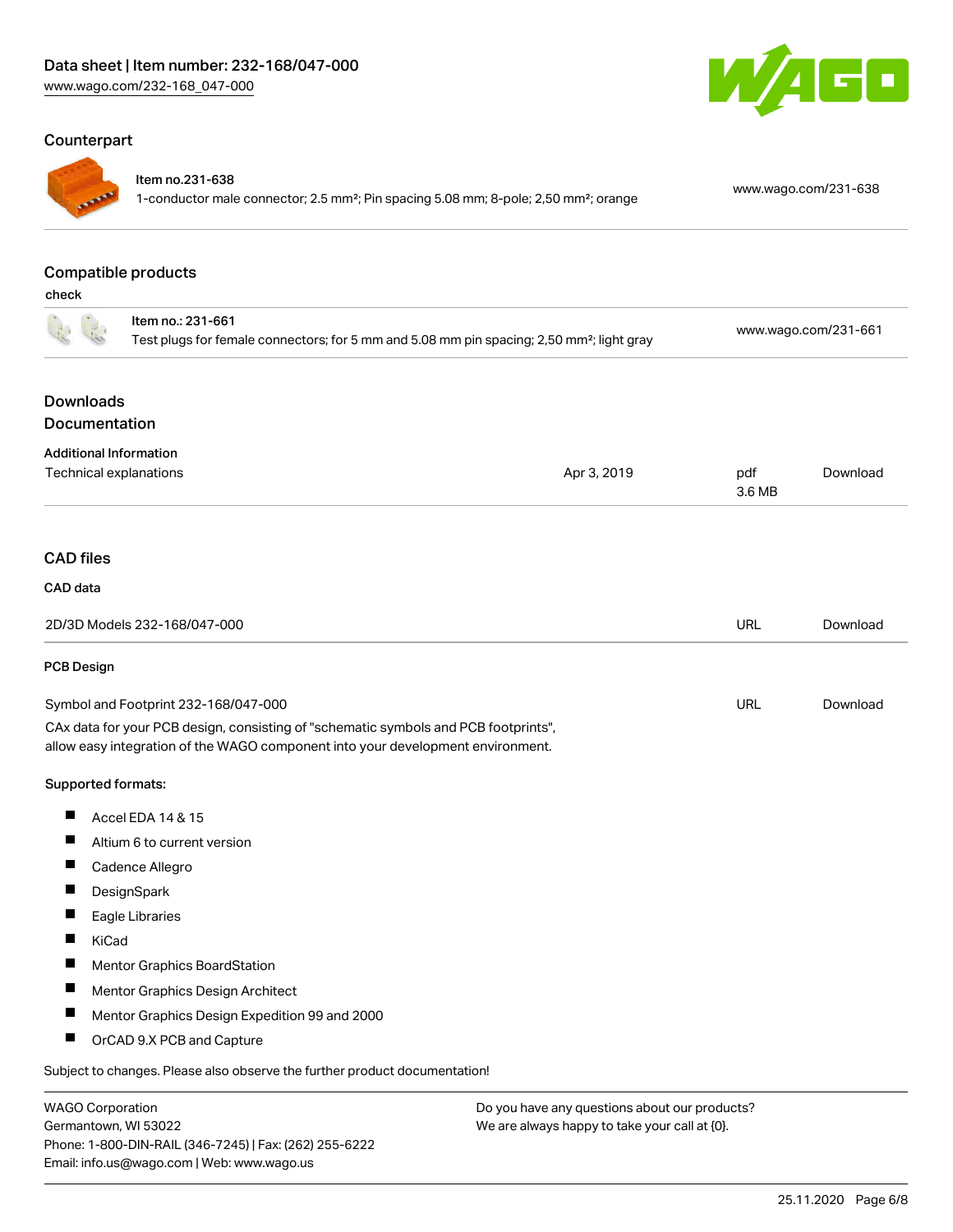## Counterpart

| | | |
|---|---|---|
| | Item no.231-638<br>1-conductor male connector; 2.5 mm²; Pin spacing 5.08 mm; 8-pole; 2,50 mm²; orange | www.wago.com/231-638 |

## Compatible products

check

| | | |
|---|---|---|
| | Item no.: 231-661<br>Test plugs for female connectors; for 5 mm and 5.08 mm pin spacing; 2,50 mm²; light gray | www.wago.com/231-661 |

## Downloads
## Documentation

**Additional Information**

| | | | |
|---|---|---|---|
| Technical explanations | Apr 3, 2019 | pdf<br>3.6 MB | Download |

## CAD files

**CAD data**

| | | |
|---|---|---|
| 2D/3D Models 232-168/047-000 | URL | Download |

**PCB Design**

| | | |
|---|---|---|
| Symbol and Footprint 232-168/047-000 | URL | Download |

CAx data for your PCB design, consisting of "schematic symbols and PCB footprints", allow easy integration of the WAGO component into your development environment.

Supported formats:

- Accel EDA 14 & 15
- Altium 6 to current version
- Cadence Allegro
- DesignSpark
- Eagle Libraries
- KiCad
- Mentor Graphics BoardStation
- Mentor Graphics Design Architect
- Mentor Graphics Design Expedition 99 and 2000
- OrCAD 9.X PCB and Capture

Subject to changes. Please also observe the further product documentation!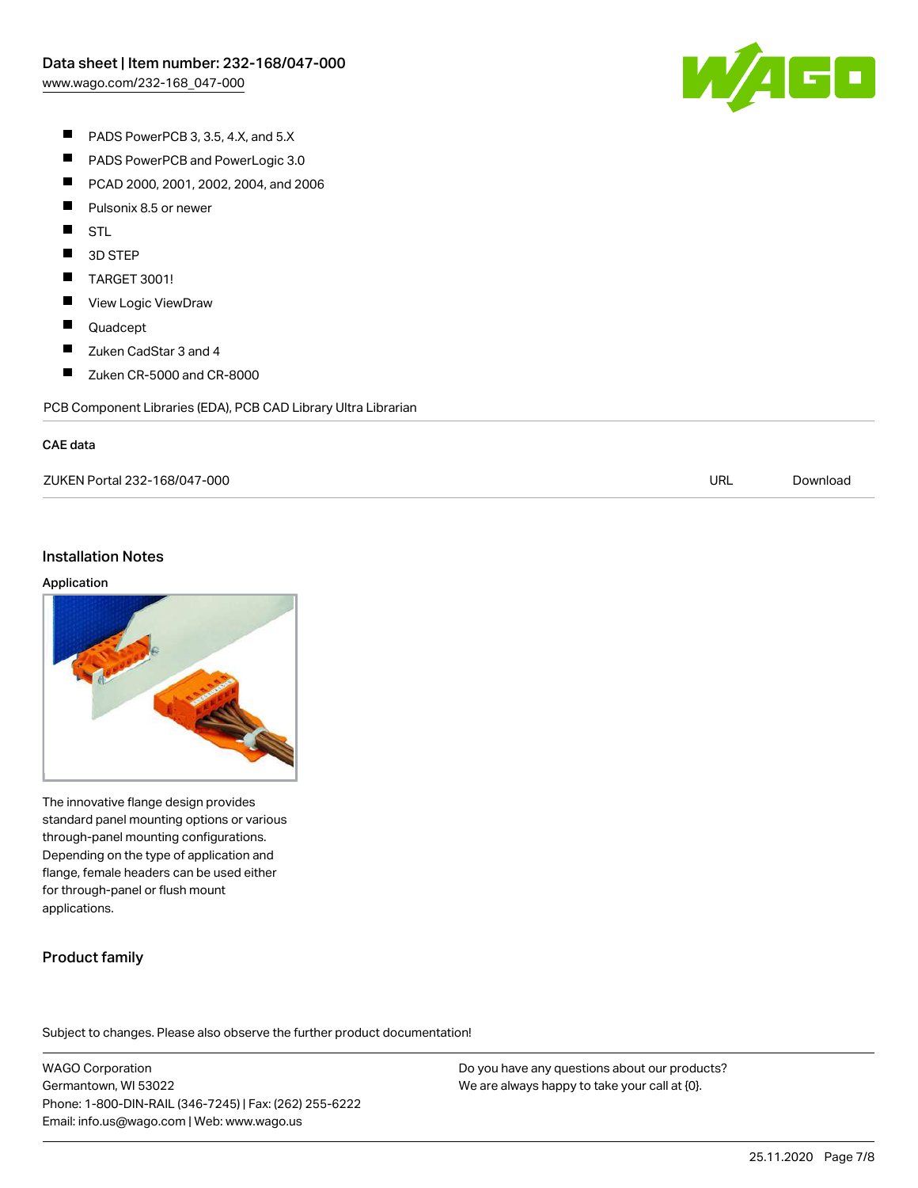- PADS PowerPCB 3, 3.5, 4.X, and 5.X
- PADS PowerPCB and PowerLogic 3.0
- PCAD 2000, 2001, 2002, 2004, and 2006
- Pulsonix 8.5 or newer
- STL
- 3D STEP
- TARGET 3001!
- View Logic ViewDraw
- Quadcept
- Zuken CadStar 3 and 4
- Zuken CR-5000 and CR-8000

PCB Component Libraries (EDA), PCB CAD Library Ultra Librarian

### CAE data

| ZUKEN Portal 232-168/047-000 | URL | Download |
|---|---|---|

## Installation Notes

### Application

The innovative flange design provides standard panel mounting options or various through-panel mounting configurations. Depending on the type of application and flange, female headers can be used either for through-panel or flush mount applications.

## Product family

Subject to changes. Please also observe the further product documentation!

WAGO Corporation
Germantown, WI 53022
Phone: 1-800-DIN-RAIL (346-7245) | Fax: (262) 255-6222
Email: info.us@wago.com | Web: www.wago.us

Do you have any questions about our products?
We are always happy to take your call at {0}.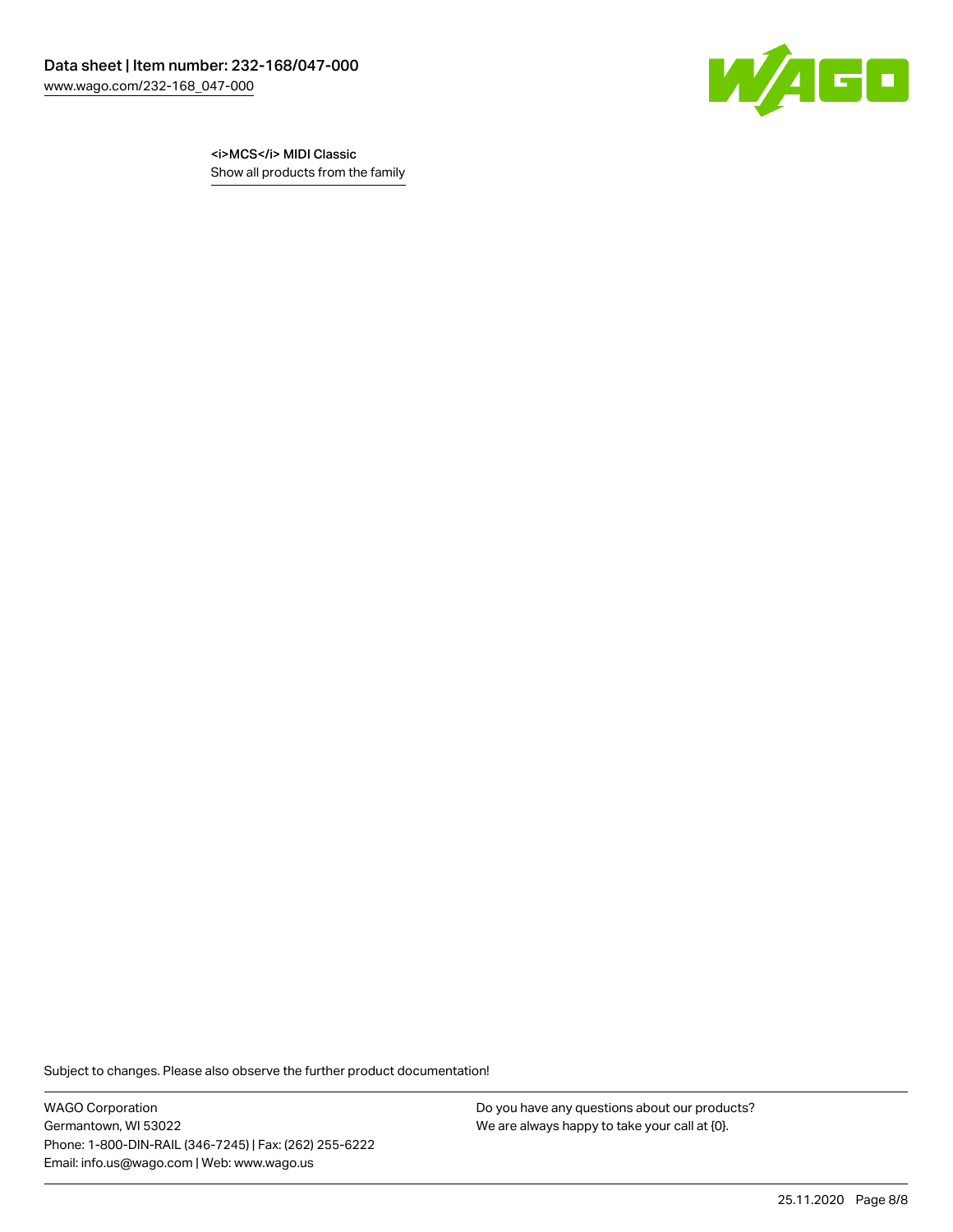<i>MCS</i> MIDI Classic
Show all products from the family

Subject to changes. Please also observe the further product documentation!

WAGO Corporation
Germantown, WI 53022
Phone: 1-800-DIN-RAIL (346-7245) | Fax: (262) 255-6222
Email: info.us@wago.com | Web: www.wago.us

Do you have any questions about our products?
We are always happy to take your call at {0}.